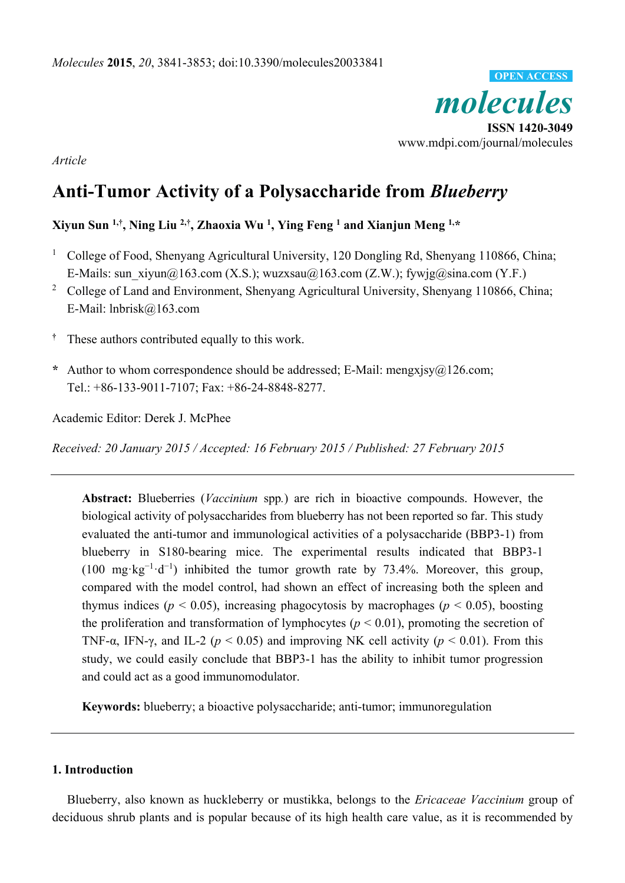*Molecules* **2015**, *20*, 3841-3853; doi:10.3390/molecules20033841

OPEN ACCESS

***molecules***

**ISSN 1420-3049**

www.mdpi.com/journal/molecules

*Article*

# Anti-Tumor Activity of a Polysaccharide from *Blueberry*

**Xiyun Sun [1,†], Ning Liu [2,†], Zhaoxia Wu [1], Ying Feng [1] and Xianjun Meng [1,*]**

[1] College of Food, Shenyang Agricultural University, 120 Dongling Rd, Shenyang 110866, China; E-Mails: sun_xiyun@163.com (X.S.); wuzxsau@163.com (Z.W.); fywjg@sina.com (Y.F.)

[2] College of Land and Environment, Shenyang Agricultural University, Shenyang 110866, China; E-Mail: lnbrisk@163.com

[†] These authors contributed equally to this work.

[*] Author to whom correspondence should be addressed; E-Mail: mengxjsy@126.com; Tel.: +86-133-9011-7107; Fax: +86-24-8848-8277.

Academic Editor: Derek J. McPhee

*Received: 20 January 2015 / Accepted: 16 February 2015 / Published: 27 February 2015*

---

**Abstract:** Blueberries (*Vaccinium* spp.) are rich in bioactive compounds. However, the biological activity of polysaccharides from blueberry has not been reported so far. This study evaluated the anti-tumor and immunological activities of a polysaccharide (BBP3-1) from blueberry in S180-bearing mice. The experimental results indicated that BBP3-1 ($100\ mg \cdot kg^{-1} \cdot d^{-1}$) inhibited the tumor growth rate by 73.4%. Moreover, this group, compared with the model control, had shown an effect of increasing both the spleen and thymus indices ($p < 0.05$), increasing phagocytosis by macrophages ($p < 0.05$), boosting the proliferation and transformation of lymphocytes ($p < 0.01$), promoting the secretion of TNF-α, IFN-γ, and IL-2 ($p < 0.05$) and improving NK cell activity ($p < 0.01$). From this study, we could easily conclude that BBP3-1 has the ability to inhibit tumor progression and could act as a good immunomodulator.

**Keywords:** blueberry; a bioactive polysaccharide; anti-tumor; immunoregulation

---

## 1. Introduction

Blueberry, also known as huckleberry or mustikka, belongs to the *Ericaceae Vaccinium* group of deciduous shrub plants and is popular because of its high health care value, as it is recommended by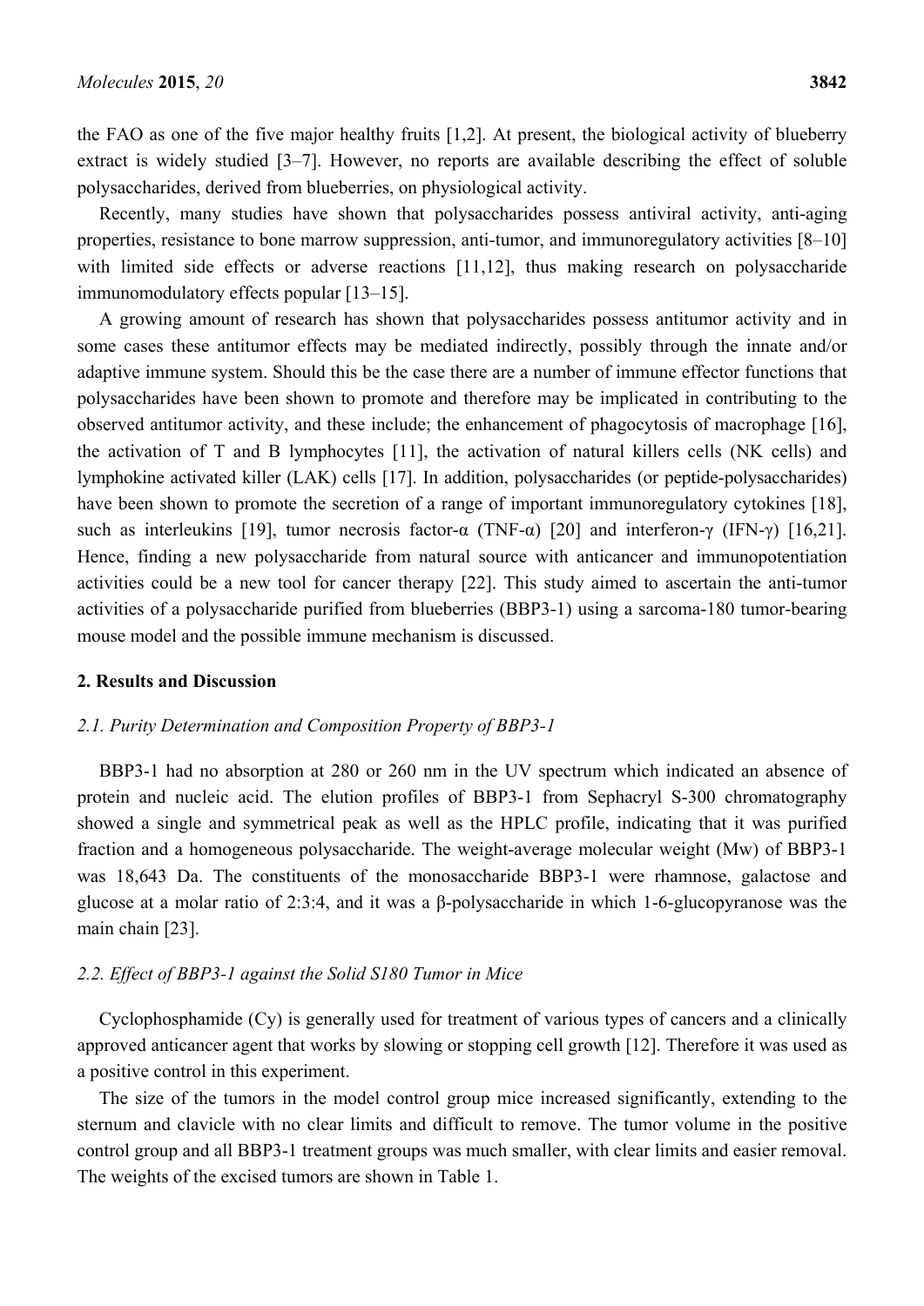the FAO as one of the five major healthy fruits [1,2]. At present, the biological activity of blueberry extract is widely studied [3–7]. However, no reports are available describing the effect of soluble polysaccharides, derived from blueberries, on physiological activity.

Recently, many studies have shown that polysaccharides possess antiviral activity, anti-aging properties, resistance to bone marrow suppression, anti-tumor, and immunoregulatory activities [8–10] with limited side effects or adverse reactions [11,12], thus making research on polysaccharide immunomodulatory effects popular [13–15].

A growing amount of research has shown that polysaccharides possess antitumor activity and in some cases these antitumor effects may be mediated indirectly, possibly through the innate and/or adaptive immune system. Should this be the case there are a number of immune effector functions that polysaccharides have been shown to promote and therefore may be implicated in contributing to the observed antitumor activity, and these include; the enhancement of phagocytosis of macrophage [16], the activation of T and B lymphocytes [11], the activation of natural killers cells (NK cells) and lymphokine activated killer (LAK) cells [17]. In addition, polysaccharides (or peptide-polysaccharides) have been shown to promote the secretion of a range of important immunoregulatory cytokines [18], such as interleukins [19], tumor necrosis factor-α (TNF-α) [20] and interferon-γ (IFN-γ) [16,21]. Hence, finding a new polysaccharide from natural source with anticancer and immunopotentiation activities could be a new tool for cancer therapy [22]. This study aimed to ascertain the anti-tumor activities of a polysaccharide purified from blueberries (BBP3-1) using a sarcoma-180 tumor-bearing mouse model and the possible immune mechanism is discussed.

## 2. Results and Discussion

### *2.1. Purity Determination and Composition Property of BBP3-1*

BBP3-1 had no absorption at 280 or 260 nm in the UV spectrum which indicated an absence of protein and nucleic acid. The elution profiles of BBP3-1 from Sephacryl S-300 chromatography showed a single and symmetrical peak as well as the HPLC profile, indicating that it was purified fraction and a homogeneous polysaccharide. The weight-average molecular weight (Mw) of BBP3-1 was 18,643 Da. The constituents of the monosaccharide BBP3-1 were rhamnose, galactose and glucose at a molar ratio of 2:3:4, and it was a β-polysaccharide in which 1-6-glucopyranose was the main chain [23].

### *2.2. Effect of BBP3-1 against the Solid S180 Tumor in Mice*

Cyclophosphamide (Cy) is generally used for treatment of various types of cancers and a clinically approved anticancer agent that works by slowing or stopping cell growth [12]. Therefore it was used as a positive control in this experiment.

The size of the tumors in the model control group mice increased significantly, extending to the sternum and clavicle with no clear limits and difficult to remove. The tumor volume in the positive control group and all BBP3-1 treatment groups was much smaller, with clear limits and easier removal. The weights of the excised tumors are shown in Table 1.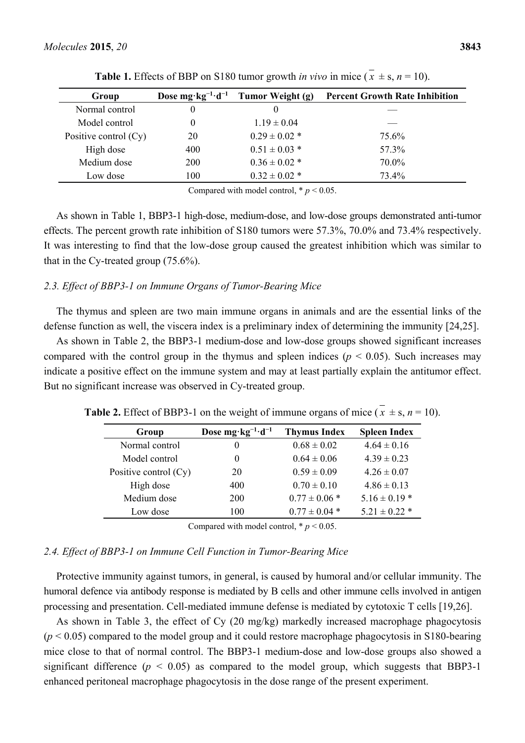**Table 1.** Effects of BBP on S180 tumor growth *in vivo* in mice ($\bar{x} \pm s$, $n = 10$).

| Group | Dose $mg \cdot kg^{-1} \cdot d^{-1}$ | Tumor Weight (g) | Percent Growth Rate Inhibition |
|---|---|---|---|
| Normal control | 0 | 0 | — |
| Model control | 0 | 1.19 ± 0.04 | — |
| Positive control (Cy) | 20 | 0.29 ± 0.02 * | 75.6% |
| High dose | 400 | 0.51 ± 0.03 * | 57.3% |
| Medium dose | 200 | 0.36 ± 0.02 * | 70.0% |
| Low dose | 100 | 0.32 ± 0.02 * | 73.4% |

Compared with model control, * $p < 0.05$.

As shown in Table 1, BBP3-1 high-dose, medium-dose, and low-dose groups demonstrated anti-tumor effects. The percent growth rate inhibition of S180 tumors were 57.3%, 70.0% and 73.4% respectively. It was interesting to find that the low-dose group caused the greatest inhibition which was similar to that in the Cy-treated group (75.6%).

### *2.3. Effect of BBP3-1 on Immune Organs of Tumor-Bearing Mice*

The thymus and spleen are two main immune organs in animals and are the essential links of the defense function as well, the viscera index is a preliminary index of determining the immunity [24,25].

As shown in Table 2, the BBP3-1 medium-dose and low-dose groups showed significant increases compared with the control group in the thymus and spleen indices ($p < 0.05$). Such increases may indicate a positive effect on the immune system and may at least partially explain the antitumor effect. But no significant increase was observed in Cy-treated group.

**Table 2.** Effect of BBP3-1 on the weight of immune organs of mice ($\bar{x} \pm s$, $n = 10$).

| Group | Dose $mg \cdot kg^{-1} \cdot d^{-1}$ | Thymus Index | Spleen Index |
|---|---|---|---|
| Normal control | 0 | 0.68 ± 0.02 | 4.64 ± 0.16 |
| Model control | 0 | 0.64 ± 0.06 | 4.39 ± 0.23 |
| Positive control (Cy) | 20 | 0.59 ± 0.09 | 4.26 ± 0.07 |
| High dose | 400 | 0.70 ± 0.10 | 4.86 ± 0.13 |
| Medium dose | 200 | 0.77 ± 0.06 * | 5.16 ± 0.19 * |
| Low dose | 100 | 0.77 ± 0.04 * | 5.21 ± 0.22 * |

Compared with model control, * $p < 0.05$.

### *2.4. Effect of BBP3-1 on Immune Cell Function in Tumor-Bearing Mice*

Protective immunity against tumors, in general, is caused by humoral and/or cellular immunity. The humoral defence via antibody response is mediated by B cells and other immune cells involved in antigen processing and presentation. Cell-mediated immune defense is mediated by cytotoxic T cells [19,26].

As shown in Table 3, the effect of Cy (20 mg/kg) markedly increased macrophage phagocytosis ($p < 0.05$) compared to the model group and it could restore macrophage phagocytosis in S180-bearing mice close to that of normal control. The BBP3-1 medium-dose and low-dose groups also showed a significant difference ($p < 0.05$) as compared to the model group, which suggests that BBP3-1 enhanced peritoneal macrophage phagocytosis in the dose range of the present experiment.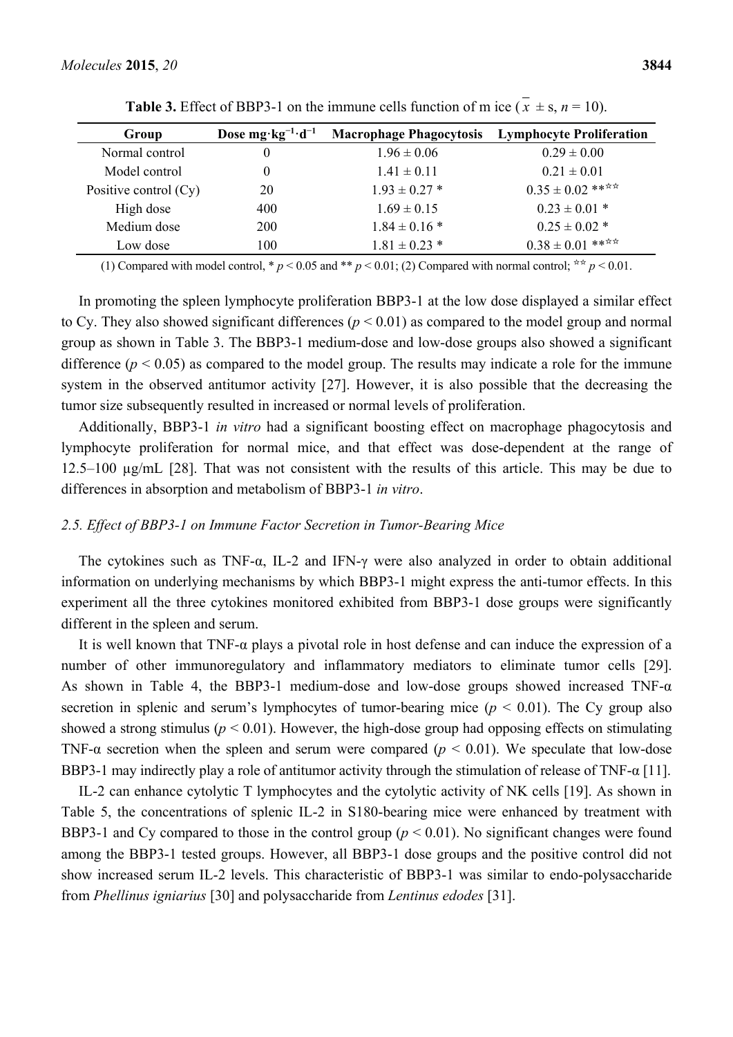**Table 3.** Effect of BBP3-1 on the immune cells function of m ice ($\bar{x} \pm$ s, $n$ = 10).

| Group | Dose mg·kg$^{-1}$·d$^{-1}$ | Macrophage Phagocytosis | Lymphocyte Proliferation |
|---|---|---|---|
| Normal control | 0 | 1.96 ± 0.06 | 0.29 ± 0.00 |
| Model control | 0 | 1.41 ± 0.11 | 0.21 ± 0.01 |
| Positive control (Cy) | 20 | 1.93 ± 0.27 * | 0.35 ± 0.02 **☆☆ |
| High dose | 400 | 1.69 ± 0.15 | 0.23 ± 0.01 * |
| Medium dose | 200 | 1.84 ± 0.16 * | 0.25 ± 0.02 * |
| Low dose | 100 | 1.81 ± 0.23 * | 0.38 ± 0.01 **☆☆ |

(1) Compared with model control, * $p < 0.05$ and ** $p < 0.01$; (2) Compared with normal control; ☆☆ $p < 0.01$.

In promoting the spleen lymphocyte proliferation BBP3-1 at the low dose displayed a similar effect to Cy. They also showed significant differences ($p < 0.01$) as compared to the model group and normal group as shown in Table 3. The BBP3-1 medium-dose and low-dose groups also showed a significant difference ($p < 0.05$) as compared to the model group. The results may indicate a role for the immune system in the observed antitumor activity [27]. However, it is also possible that the decreasing the tumor size subsequently resulted in increased or normal levels of proliferation.

Additionally, BBP3-1 *in vitro* had a significant boosting effect on macrophage phagocytosis and lymphocyte proliferation for normal mice, and that effect was dose-dependent at the range of 12.5–100 μg/mL [28]. That was not consistent with the results of this article. This may be due to differences in absorption and metabolism of BBP3-1 *in vitro*.

### *2.5. Effect of BBP3-1 on Immune Factor Secretion in Tumor-Bearing Mice*

The cytokines such as TNF-α, IL-2 and IFN-γ were also analyzed in order to obtain additional information on underlying mechanisms by which BBP3-1 might express the anti-tumor effects. In this experiment all the three cytokines monitored exhibited from BBP3-1 dose groups were significantly different in the spleen and serum.

It is well known that TNF-α plays a pivotal role in host defense and can induce the expression of a number of other immunoregulatory and inflammatory mediators to eliminate tumor cells [29]. As shown in Table 4, the BBP3-1 medium-dose and low-dose groups showed increased TNF-α secretion in splenic and serum's lymphocytes of tumor-bearing mice ($p < 0.01$). The Cy group also showed a strong stimulus ($p < 0.01$). However, the high-dose group had opposing effects on stimulating TNF-α secretion when the spleen and serum were compared ($p < 0.01$). We speculate that low-dose BBP3-1 may indirectly play a role of antitumor activity through the stimulation of release of TNF-α [11].

IL-2 can enhance cytolytic T lymphocytes and the cytolytic activity of NK cells [19]. As shown in Table 5, the concentrations of splenic IL-2 in S180-bearing mice were enhanced by treatment with BBP3-1 and Cy compared to those in the control group ($p < 0.01$). No significant changes were found among the BBP3-1 tested groups. However, all BBP3-1 dose groups and the positive control did not show increased serum IL-2 levels. This characteristic of BBP3-1 was similar to endo-polysaccharide from *Phellinus igniarius* [30] and polysaccharide from *Lentinus edodes* [31].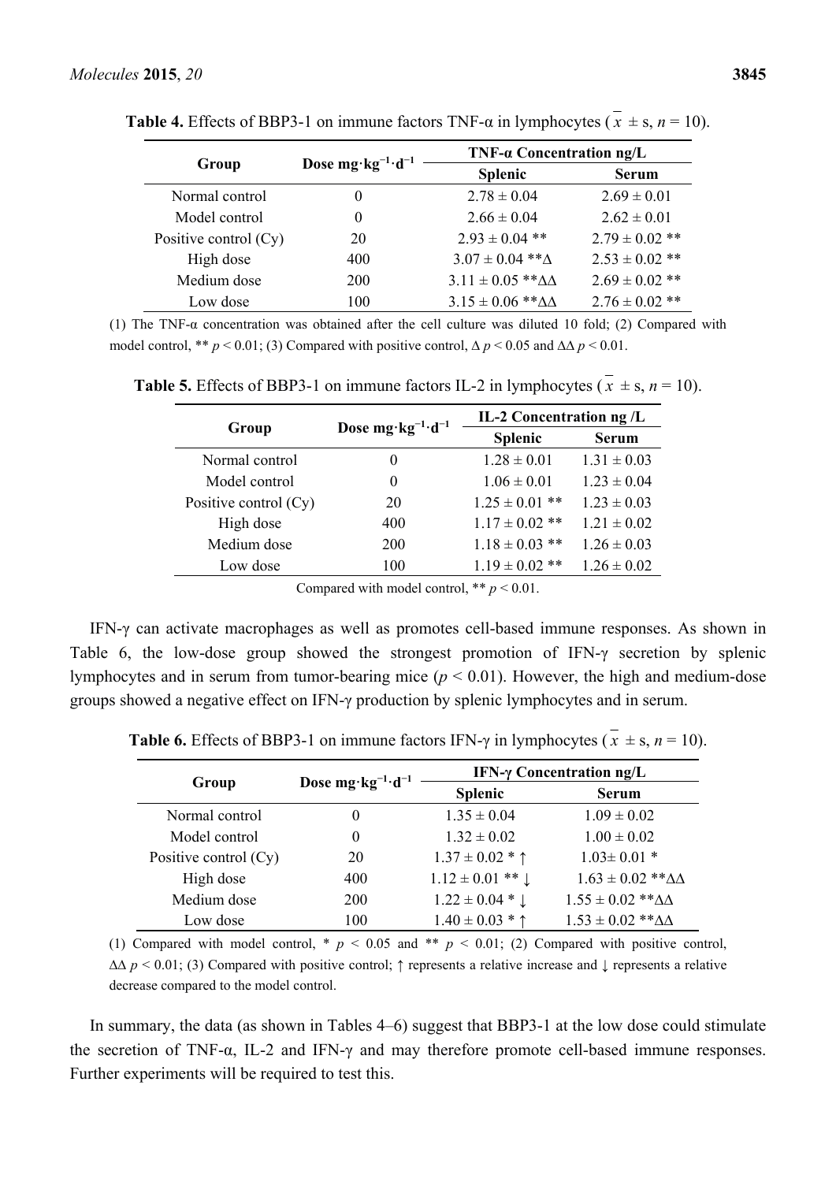**Table 4.** Effects of BBP3-1 on immune factors TNF-α in lymphocytes ($\bar{x}$ ± s, $n$ = 10).

| Group | Dose $mg \cdot kg^{-1} \cdot d^{-1}$ | TNF-α Concentration ng/L | |
|---|---|---|---|
| | | Splenic | Serum |
| Normal control | 0 | 2.78 ± 0.04 | 2.69 ± 0.01 |
| Model control | 0 | 2.66 ± 0.04 | 2.62 ± 0.01 |
| Positive control (Cy) | 20 | 2.93 ± 0.04 ** | 2.79 ± 0.02 ** |
| High dose | 400 | 3.07 ± 0.04 **Δ | 2.53 ± 0.02 ** |
| Medium dose | 200 | 3.11 ± 0.05 **ΔΔ | 2.69 ± 0.02 ** |
| Low dose | 100 | 3.15 ± 0.06 **ΔΔ | 2.76 ± 0.02 ** |

(1) The TNF-α concentration was obtained after the cell culture was diluted 10 fold; (2) Compared with model control, ** $p < 0.01$; (3) Compared with positive control, Δ $p < 0.05$ and ΔΔ $p < 0.01$.

**Table 5.** Effects of BBP3-1 on immune factors IL-2 in lymphocytes ($\bar{x}$ ± s, $n$ = 10).

| Group | Dose $mg \cdot kg^{-1} \cdot d^{-1}$ | IL-2 Concentration ng /L | |
|---|---|---|---|
| | | Splenic | Serum |
| Normal control | 0 | 1.28 ± 0.01 | 1.31 ± 0.03 |
| Model control | 0 | 1.06 ± 0.01 | 1.23 ± 0.04 |
| Positive control (Cy) | 20 | 1.25 ± 0.01 ** | 1.23 ± 0.03 |
| High dose | 400 | 1.17 ± 0.02 ** | 1.21 ± 0.02 |
| Medium dose | 200 | 1.18 ± 0.03 ** | 1.26 ± 0.03 |
| Low dose | 100 | 1.19 ± 0.02 ** | 1.26 ± 0.02 |

Compared with model control, ** $p < 0.01$.

IFN-γ can activate macrophages as well as promotes cell-based immune responses. As shown in Table 6, the low-dose group showed the strongest promotion of IFN-γ secretion by splenic lymphocytes and in serum from tumor-bearing mice ($p < 0.01$). However, the high and medium-dose groups showed a negative effect on IFN-γ production by splenic lymphocytes and in serum.

**Table 6.** Effects of BBP3-1 on immune factors IFN-γ in lymphocytes ($\bar{x}$ ± s, $n$ = 10).

| Group | Dose $mg \cdot kg^{-1} \cdot d^{-1}$ | IFN-γ Concentration ng/L | |
|---|---|---|---|
| | | Splenic | Serum |
| Normal control | 0 | 1.35 ± 0.04 | 1.09 ± 0.02 |
| Model control | 0 | 1.32 ± 0.02 | 1.00 ± 0.02 |
| Positive control (Cy) | 20 | 1.37 ± 0.02 * ↑ | 1.03± 0.01 * |
| High dose | 400 | 1.12 ± 0.01 ** ↓ | 1.63 ± 0.02 **ΔΔ |
| Medium dose | 200 | 1.22 ± 0.04 * ↓ | 1.55 ± 0.02 **ΔΔ |
| Low dose | 100 | 1.40 ± 0.03 * ↑ | 1.53 ± 0.02 **ΔΔ |

(1) Compared with model control, * $p < 0.05$ and ** $p < 0.01$; (2) Compared with positive control, ΔΔ $p < 0.01$; (3) Compared with positive control; ↑ represents a relative increase and ↓ represents a relative decrease compared to the model control.

In summary, the data (as shown in Tables 4–6) suggest that BBP3-1 at the low dose could stimulate the secretion of TNF-α, IL-2 and IFN-γ and may therefore promote cell-based immune responses. Further experiments will be required to test this.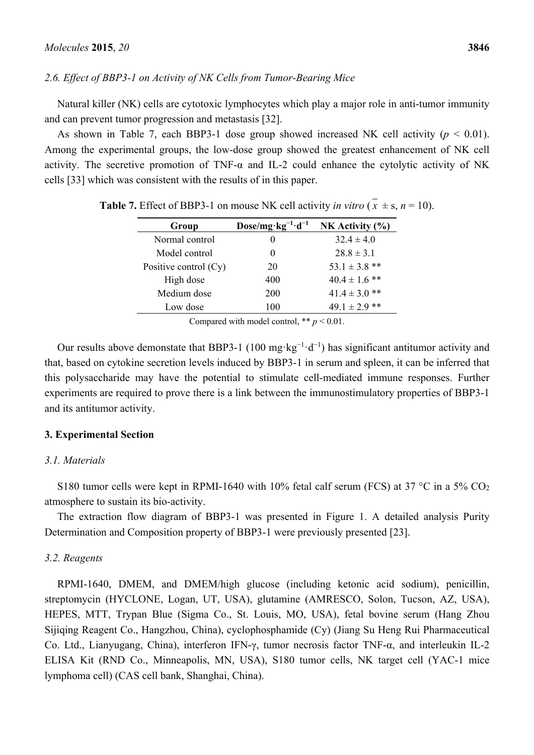### 2.6. Effect of BBP3-1 on Activity of NK Cells from Tumor-Bearing Mice

Natural killer (NK) cells are cytotoxic lymphocytes which play a major role in anti-tumor immunity and can prevent tumor progression and metastasis [32].

As shown in Table 7, each BBP3-1 dose group showed increased NK cell activity ($p < 0.01$). Among the experimental groups, the low-dose group showed the greatest enhancement of NK cell activity. The secretive promotion of TNF-α and IL-2 could enhance the cytolytic activity of NK cells [33] which was consistent with the results of in this paper.

**Table 7.** Effect of BBP3-1 on mouse NK cell activity *in vitro* ($\bar{x} \pm$ s, $n = 10$).

| Group | Dose/mg·kg$^{-1}$·d$^{-1}$ | NK Activity (%) |
|---|---|---|
| Normal control | 0 | 32.4 ± 4.0 |
| Model control | 0 | 28.8 ± 3.1 |
| Positive control (Cy) | 20 | 53.1 ± 3.8 ** |
| High dose | 400 | 40.4 ± 1.6 ** |
| Medium dose | 200 | 41.4 ± 3.0 ** |
| Low dose | 100 | 49.1 ± 2.9 ** |

Compared with model control, ** $p < 0.01$.

Our results above demonstate that BBP3-1 (100 mg·kg$^{-1}$·d$^{-1}$) has significant antitumor activity and that, based on cytokine secretion levels induced by BBP3-1 in serum and spleen, it can be inferred that this polysaccharide may have the potential to stimulate cell-mediated immune responses. Further experiments are required to prove there is a link between the immunostimulatory properties of BBP3-1 and its antitumor activity.

## 3. Experimental Section

### 3.1. Materials

S180 tumor cells were kept in RPMI-1640 with 10% fetal calf serum (FCS) at 37 °C in a 5% $CO_2$ atmosphere to sustain its bio-activity.

The extraction flow diagram of BBP3-1 was presented in Figure 1. A detailed analysis Purity Determination and Composition property of BBP3-1 were previously presented [23].

### 3.2. Reagents

RPMI-1640, DMEM, and DMEM/high glucose (including ketonic acid sodium), penicillin, streptomycin (HYCLONE, Logan, UT, USA), glutamine (AMRESCO, Solon, Tucson, AZ, USA), HEPES, MTT, Trypan Blue (Sigma Co., St. Louis, MO, USA), fetal bovine serum (Hang Zhou Sijiqing Reagent Co., Hangzhou, China), cyclophosphamide (Cy) (Jiang Su Heng Rui Pharmaceutical Co. Ltd., Lianyugang, China), interferon IFN-γ, tumor necrosis factor TNF-α, and interleukin IL-2 ELISA Kit (RND Co., Minneapolis, MN, USA), S180 tumor cells, NK target cell (YAC-1 mice lymphoma cell) (CAS cell bank, Shanghai, China).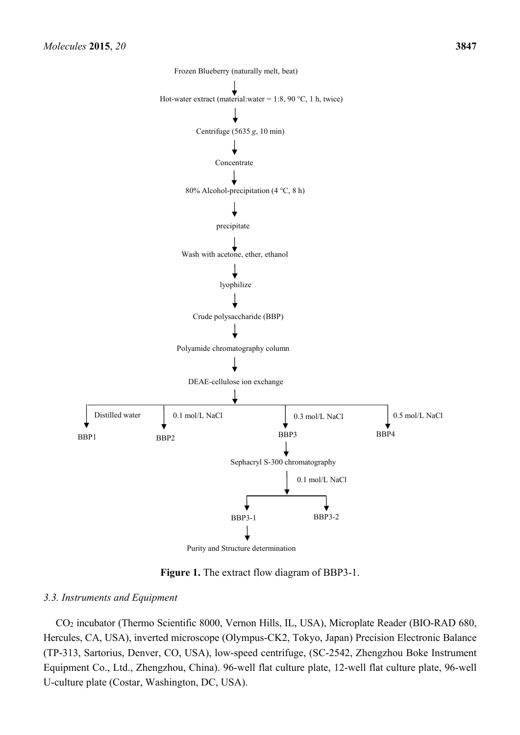Frozen Blueberry (naturally melt, beat)

↓

Hot-water extract (material:water = 1:8, 90 °C, 1 h, twice)

↓

Centrifuge (5635 *g*, 10 min)

↓

Concentrate

↓

80% Alcohol-precipitation (4 °C, 8 h)

↓

precipitate

↓

Wash with acetone, ether, ethanol

↓

lyophilize

↓

Crude polysaccharide (BBP)

↓

Polyamide chromatography column

↓

DEAE-cellulose ion exchange

↓

- Distilled water → BBP1
- 0.1 mol/L NaCl → BBP2
- 0.3 mol/L NaCl → BBP3
- 0.5 mol/L NaCl → BBP4

BBP3

↓

Sephacryl S-300 chromatography

↓ 0.1 mol/L NaCl

- BBP3-1
- BBP3-2

BBP3-1

↓

Purity and Structure determination

**Figure 1.** The extract flow diagram of BBP3-1.

### *3.3. Instruments and Equipment*

$CO_2$ incubator (Thermo Scientific 8000, Vernon Hills, IL, USA), Microplate Reader (BIO-RAD 680, Hercules, CA, USA), inverted microscope (Olympus-CK2, Tokyo, Japan) Precision Electronic Balance (TP-313, Sartorius, Denver, CO, USA), low-speed centrifuge, (SC-2542, Zhengzhou Boke Instrument Equipment Co., Ltd., Zhengzhou, China). 96-well flat culture plate, 12-well flat culture plate, 96-well U-culture plate (Costar, Washington, DC, USA).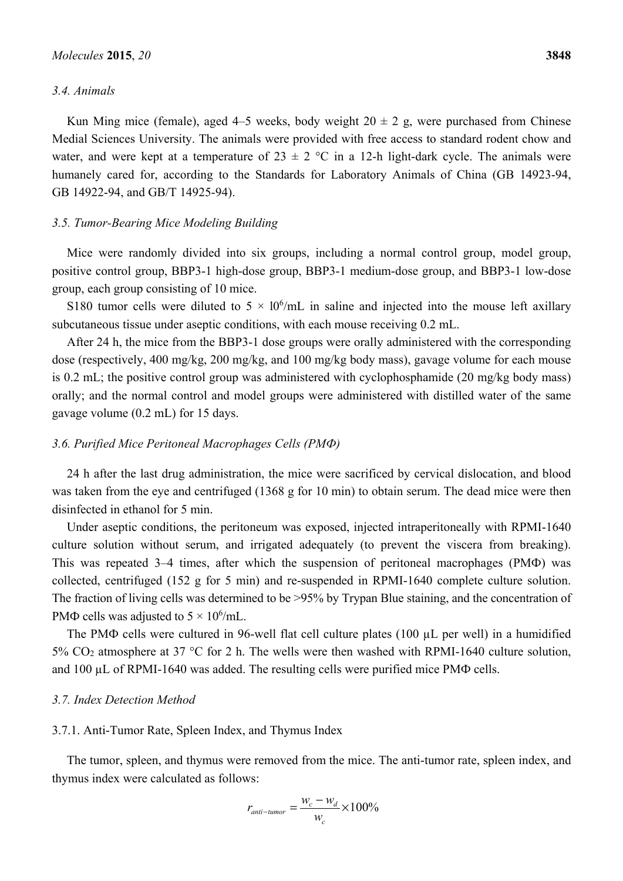### 3.4. Animals

Kun Ming mice (female), aged 4–5 weeks, body weight 20 ± 2 g, were purchased from Chinese Medial Sciences University. The animals were provided with free access to standard rodent chow and water, and were kept at a temperature of 23 ± 2 °C in a 12-h light-dark cycle. The animals were humanely cared for, according to the Standards for Laboratory Animals of China (GB 14923-94, GB 14922-94, and GB/T 14925-94).

### 3.5. Tumor-Bearing Mice Modeling Building

Mice were randomly divided into six groups, including a normal control group, model group, positive control group, BBP3-1 high-dose group, BBP3-1 medium-dose group, and BBP3-1 low-dose group, each group consisting of 10 mice.

S180 tumor cells were diluted to $5 \times 10^6$/mL in saline and injected into the mouse left axillary subcutaneous tissue under aseptic conditions, with each mouse receiving 0.2 mL.

After 24 h, the mice from the BBP3-1 dose groups were orally administered with the corresponding dose (respectively, 400 mg/kg, 200 mg/kg, and 100 mg/kg body mass), gavage volume for each mouse is 0.2 mL; the positive control group was administered with cyclophosphamide (20 mg/kg body mass) orally; and the normal control and model groups were administered with distilled water of the same gavage volume (0.2 mL) for 15 days.

### 3.6. Purified Mice Peritoneal Macrophages Cells (PMΦ)

24 h after the last drug administration, the mice were sacrificed by cervical dislocation, and blood was taken from the eye and centrifuged (1368 g for 10 min) to obtain serum. The dead mice were then disinfected in ethanol for 5 min.

Under aseptic conditions, the peritoneum was exposed, injected intraperitoneally with RPMI-1640 culture solution without serum, and irrigated adequately (to prevent the viscera from breaking). This was repeated 3–4 times, after which the suspension of peritoneal macrophages (PMΦ) was collected, centrifuged (152 g for 5 min) and re-suspended in RPMI-1640 complete culture solution. The fraction of living cells was determined to be >95% by Trypan Blue staining, and the concentration of PMΦ cells was adjusted to $5 \times 10^6$/mL.

The PMΦ cells were cultured in 96-well flat cell culture plates (100 μL per well) in a humidified 5% $CO_2$ atmosphere at 37 °C for 2 h. The wells were then washed with RPMI-1640 culture solution, and 100 μL of RPMI-1640 was added. The resulting cells were purified mice PMΦ cells.

### 3.7. Index Detection Method

#### 3.7.1. Anti-Tumor Rate, Spleen Index, and Thymus Index

The tumor, spleen, and thymus were removed from the mice. The anti-tumor rate, spleen index, and thymus index were calculated as follows:

$$r_{anti-tumor} = \frac{w_c - w_d}{w_c} \times 100\%$$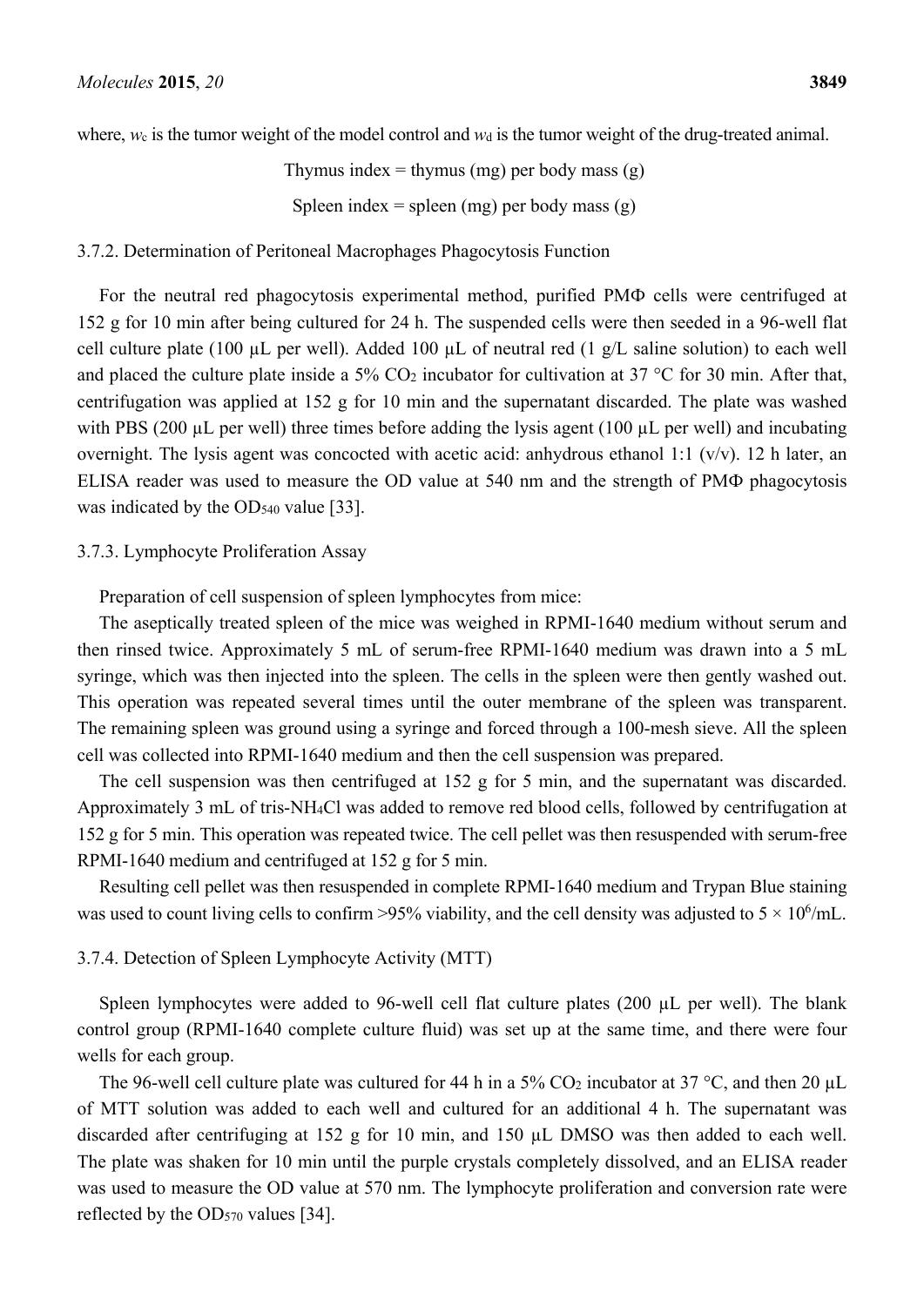where, $w_c$ is the tumor weight of the model control and $w_d$ is the tumor weight of the drug-treated animal.

$$\text{Thymus index} = \text{thymus (mg) per body mass (g)}$$

$$\text{Spleen index} = \text{spleen (mg) per body mass (g)}$$

#### 3.7.2. Determination of Peritoneal Macrophages Phagocytosis Function

For the neutral red phagocytosis experimental method, purified PMΦ cells were centrifuged at 152 g for 10 min after being cultured for 24 h. The suspended cells were then seeded in a 96-well flat cell culture plate (100 µL per well). Added 100 µL of neutral red (1 g/L saline solution) to each well and placed the culture plate inside a 5% $CO_2$ incubator for cultivation at 37 °C for 30 min. After that, centrifugation was applied at 152 g for 10 min and the supernatant discarded. The plate was washed with PBS (200 µL per well) three times before adding the lysis agent (100 µL per well) and incubating overnight. The lysis agent was concocted with acetic acid: anhydrous ethanol 1:1 (v/v). 12 h later, an ELISA reader was used to measure the OD value at 540 nm and the strength of PMΦ phagocytosis was indicated by the $OD_{540}$ value [33].

#### 3.7.3. Lymphocyte Proliferation Assay

Preparation of cell suspension of spleen lymphocytes from mice:

The aseptically treated spleen of the mice was weighed in RPMI-1640 medium without serum and then rinsed twice. Approximately 5 mL of serum-free RPMI-1640 medium was drawn into a 5 mL syringe, which was then injected into the spleen. The cells in the spleen were then gently washed out. This operation was repeated several times until the outer membrane of the spleen was transparent. The remaining spleen was ground using a syringe and forced through a 100-mesh sieve. All the spleen cell was collected into RPMI-1640 medium and then the cell suspension was prepared.

The cell suspension was then centrifuged at 152 g for 5 min, and the supernatant was discarded. Approximately 3 mL of tris-$NH_4Cl$ was added to remove red blood cells, followed by centrifugation at 152 g for 5 min. This operation was repeated twice. The cell pellet was then resuspended with serum-free RPMI-1640 medium and centrifuged at 152 g for 5 min.

Resulting cell pellet was then resuspended in complete RPMI-1640 medium and Trypan Blue staining was used to count living cells to confirm >95% viability, and the cell density was adjusted to $5 \times 10^6$/mL.

#### 3.7.4. Detection of Spleen Lymphocyte Activity (MTT)

Spleen lymphocytes were added to 96-well cell flat culture plates (200 µL per well). The blank control group (RPMI-1640 complete culture fluid) was set up at the same time, and there were four wells for each group.

The 96-well cell culture plate was cultured for 44 h in a 5% $CO_2$ incubator at 37 °C, and then 20 µL of MTT solution was added to each well and cultured for an additional 4 h. The supernatant was discarded after centrifuging at 152 g for 10 min, and 150 µL DMSO was then added to each well. The plate was shaken for 10 min until the purple crystals completely dissolved, and an ELISA reader was used to measure the OD value at 570 nm. The lymphocyte proliferation and conversion rate were reflected by the $OD_{570}$ values [34].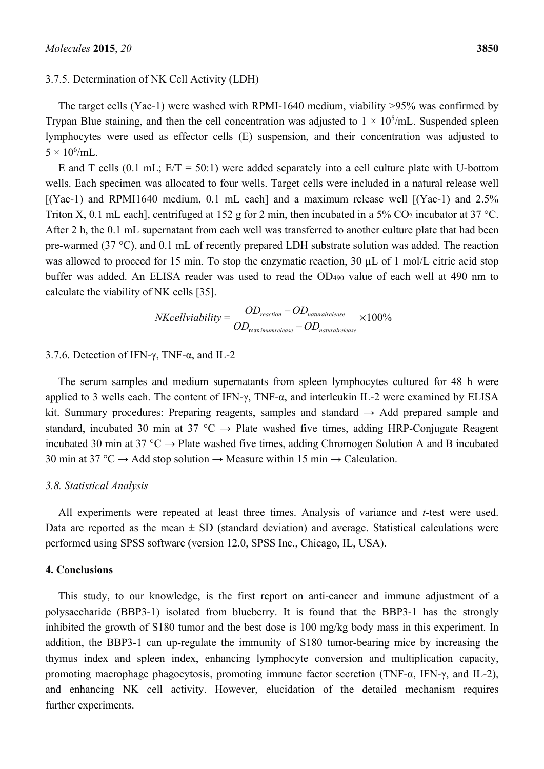#### 3.7.5. Determination of NK Cell Activity (LDH)

The target cells (Yac-1) were washed with RPMI-1640 medium, viability >95% was confirmed by Trypan Blue staining, and then the cell concentration was adjusted to $1 \times 10^5$/mL. Suspended spleen lymphocytes were used as effector cells (E) suspension, and their concentration was adjusted to $5 \times 10^6$/mL.

E and T cells (0.1 mL; E/T = 50:1) were added separately into a cell culture plate with U-bottom wells. Each specimen was allocated to four wells. Target cells were included in a natural release well [(Yac-1) and RPMI1640 medium, 0.1 mL each] and a maximum release well [(Yac-1) and 2.5% Triton X, 0.1 mL each], centrifuged at 152 g for 2 min, then incubated in a 5% $CO_2$ incubator at 37 °C. After 2 h, the 0.1 mL supernatant from each well was transferred to another culture plate that had been pre-warmed (37 °C), and 0.1 mL of recently prepared LDH substrate solution was added. The reaction was allowed to proceed for 15 min. To stop the enzymatic reaction, 30 μL of 1 mol/L citric acid stop buffer was added. An ELISA reader was used to read the $OD_{490}$ value of each well at 490 nm to calculate the viability of NK cells [35].

$$NKcellviability = \frac{OD_{reaction} - OD_{naturalrelease}}{OD_{maximumrelease} - OD_{naturalrelease}} \times 100\%$$

#### 3.7.6. Detection of IFN-γ, TNF-α, and IL-2

The serum samples and medium supernatants from spleen lymphocytes cultured for 48 h were applied to 3 wells each. The content of IFN-γ, TNF-α, and interleukin IL-2 were examined by ELISA kit. Summary procedures: Preparing reagents, samples and standard → Add prepared sample and standard, incubated 30 min at 37 °C → Plate washed five times, adding HRP-Conjugate Reagent incubated 30 min at 37 °C → Plate washed five times, adding Chromogen Solution A and B incubated 30 min at 37 °C → Add stop solution → Measure within 15 min → Calculation.

### *3.8. Statistical Analysis*

All experiments were repeated at least three times. Analysis of variance and *t*-test were used. Data are reported as the mean ± SD (standard deviation) and average. Statistical calculations were performed using SPSS software (version 12.0, SPSS Inc., Chicago, IL, USA).

## 4. Conclusions

This study, to our knowledge, is the first report on anti-cancer and immune adjustment of a polysaccharide (BBP3-1) isolated from blueberry. It is found that the BBP3-1 has the strongly inhibited the growth of S180 tumor and the best dose is 100 mg/kg body mass in this experiment. In addition, the BBP3-1 can up-regulate the immunity of S180 tumor-bearing mice by increasing the thymus index and spleen index, enhancing lymphocyte conversion and multiplication capacity, promoting macrophage phagocytosis, promoting immune factor secretion (TNF-α, IFN-γ, and IL-2), and enhancing NK cell activity. However, elucidation of the detailed mechanism requires further experiments.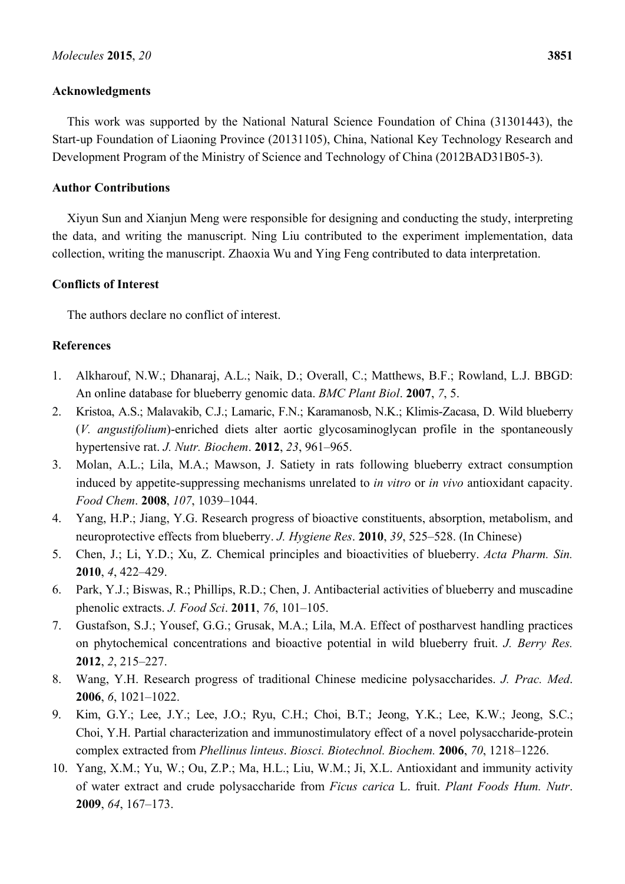## Acknowledgments

This work was supported by the National Natural Science Foundation of China (31301443), the Start-up Foundation of Liaoning Province (20131105), China, National Key Technology Research and Development Program of the Ministry of Science and Technology of China (2012BAD31B05-3).

## Author Contributions

Xiyun Sun and Xianjun Meng were responsible for designing and conducting the study, interpreting the data, and writing the manuscript. Ning Liu contributed to the experiment implementation, data collection, writing the manuscript. Zhaoxia Wu and Ying Feng contributed to data interpretation.

## Conflicts of Interest

The authors declare no conflict of interest.

## References

1. Alkharouf, N.W.; Dhanaraj, A.L.; Naik, D.; Overall, C.; Matthews, B.F.; Rowland, L.J. BBGD: An online database for blueberry genomic data. *BMC Plant Biol*. **2007**, *7*, 5.
2. Kristoa, A.S.; Malavakib, C.J.; Lamaric, F.N.; Karamanosb, N.K.; Klimis-Zacasa, D. Wild blueberry (*V. angustifolium*)-enriched diets alter aortic glycosaminoglycan profile in the spontaneously hypertensive rat. *J. Nutr. Biochem*. **2012**, *23*, 961–965.
3. Molan, A.L.; Lila, M.A.; Mawson, J. Satiety in rats following blueberry extract consumption induced by appetite-suppressing mechanisms unrelated to *in vitro* or *in vivo* antioxidant capacity. *Food Chem*. **2008**, *107*, 1039–1044.
4. Yang, H.P.; Jiang, Y.G. Research progress of bioactive constituents, absorption, metabolism, and neuroprotective effects from blueberry. *J. Hygiene Res*. **2010**, *39*, 525–528. (In Chinese)
5. Chen, J.; Li, Y.D.; Xu, Z. Chemical principles and bioactivities of blueberry. *Acta Pharm. Sin.* **2010**, *4*, 422–429.
6. Park, Y.J.; Biswas, R.; Phillips, R.D.; Chen, J. Antibacterial activities of blueberry and muscadine phenolic extracts. *J. Food Sci*. **2011**, *76*, 101–105.
7. Gustafson, S.J.; Yousef, G.G.; Grusak, M.A.; Lila, M.A. Effect of postharvest handling practices on phytochemical concentrations and bioactive potential in wild blueberry fruit. *J. Berry Res.* **2012**, *2*, 215–227.
8. Wang, Y.H. Research progress of traditional Chinese medicine polysaccharides. *J. Prac. Med*. **2006**, *6*, 1021–1022.
9. Kim, G.Y.; Lee, J.Y.; Lee, J.O.; Ryu, C.H.; Choi, B.T.; Jeong, Y.K.; Lee, K.W.; Jeong, S.C.; Choi, Y.H. Partial characterization and immunostimulatory effect of a novel polysaccharide-protein complex extracted from *Phellinus linteus*. *Biosci. Biotechnol. Biochem.* **2006**, *70*, 1218–1226.
10. Yang, X.M.; Yu, W.; Ou, Z.P.; Ma, H.L.; Liu, W.M.; Ji, X.L. Antioxidant and immunity activity of water extract and crude polysaccharide from *Ficus carica* L. fruit. *Plant Foods Hum. Nutr*. **2009**, *64*, 167–173.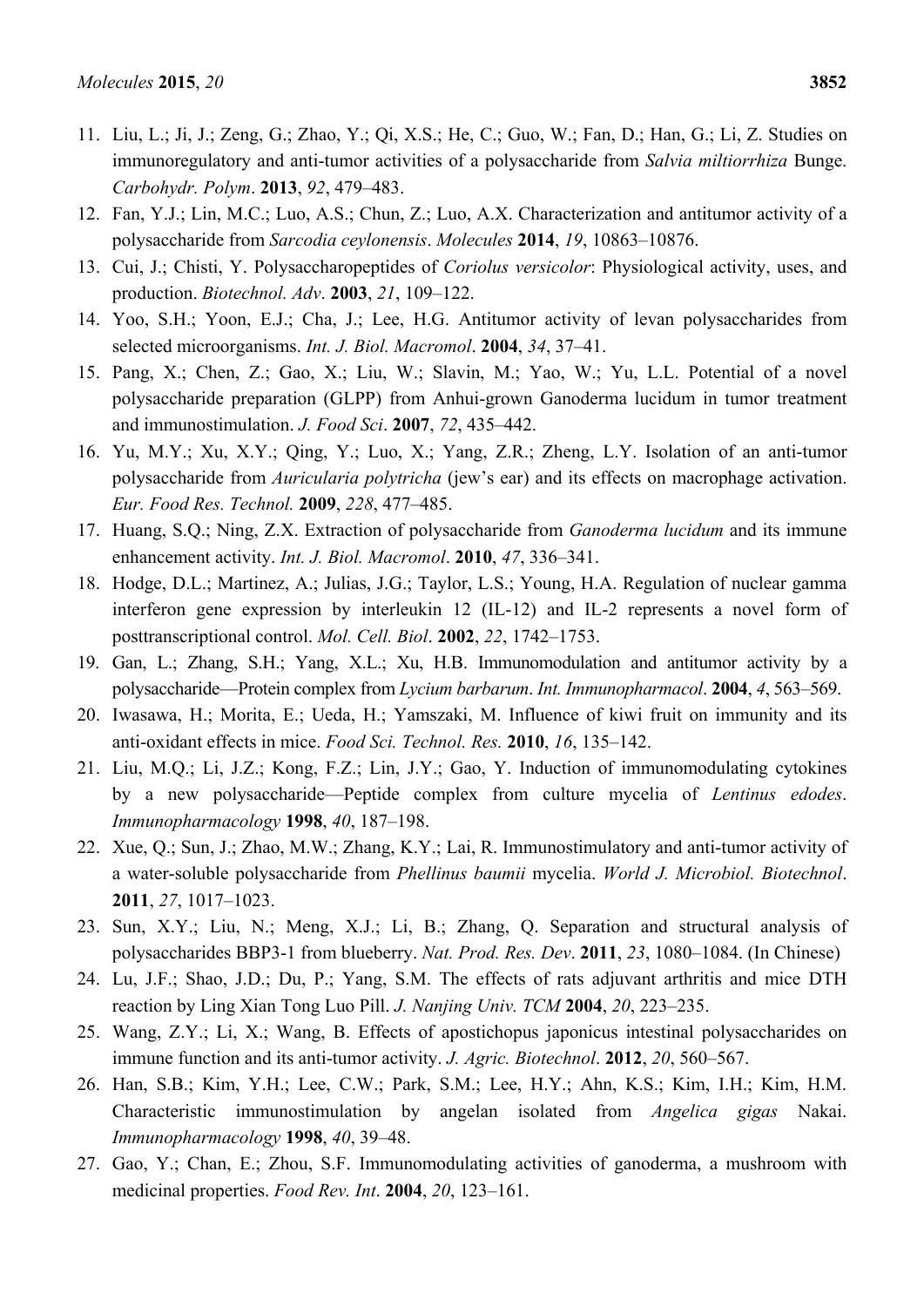11. Liu, L.; Ji, J.; Zeng, G.; Zhao, Y.; Qi, X.S.; He, C.; Guo, W.; Fan, D.; Han, G.; Li, Z. Studies on immunoregulatory and anti-tumor activities of a polysaccharide from *Salvia miltiorrhiza* Bunge. *Carbohydr. Polym*. **2013**, *92*, 479–483.
12. Fan, Y.J.; Lin, M.C.; Luo, A.S.; Chun, Z.; Luo, A.X. Characterization and antitumor activity of a polysaccharide from *Sarcodia ceylonensis*. *Molecules* **2014**, *19*, 10863–10876.
13. Cui, J.; Chisti, Y. Polysaccharopeptides of *Coriolus versicolor*: Physiological activity, uses, and production. *Biotechnol. Adv*. **2003**, *21*, 109–122.
14. Yoo, S.H.; Yoon, E.J.; Cha, J.; Lee, H.G. Antitumor activity of levan polysaccharides from selected microorganisms. *Int. J. Biol. Macromol*. **2004**, *34*, 37–41.
15. Pang, X.; Chen, Z.; Gao, X.; Liu, W.; Slavin, M.; Yao, W.; Yu, L.L. Potential of a novel polysaccharide preparation (GLPP) from Anhui-grown Ganoderma lucidum in tumor treatment and immunostimulation. *J. Food Sci*. **2007**, *72*, 435–442.
16. Yu, M.Y.; Xu, X.Y.; Qing, Y.; Luo, X.; Yang, Z.R.; Zheng, L.Y. Isolation of an anti-tumor polysaccharide from *Auricularia polytricha* (jew's ear) and its effects on macrophage activation. *Eur. Food Res. Technol.* **2009**, *228*, 477–485.
17. Huang, S.Q.; Ning, Z.X. Extraction of polysaccharide from *Ganoderma lucidum* and its immune enhancement activity. *Int. J. Biol. Macromol*. **2010**, *47*, 336–341.
18. Hodge, D.L.; Martinez, A.; Julias, J.G.; Taylor, L.S.; Young, H.A. Regulation of nuclear gamma interferon gene expression by interleukin 12 (IL-12) and IL-2 represents a novel form of posttranscriptional control. *Mol. Cell. Biol*. **2002**, *22*, 1742–1753.
19. Gan, L.; Zhang, S.H.; Yang, X.L.; Xu, H.B. Immunomodulation and antitumor activity by a polysaccharide—Protein complex from *Lycium barbarum*. *Int. Immunopharmacol*. **2004**, *4*, 563–569.
20. Iwasawa, H.; Morita, E.; Ueda, H.; Yamszaki, M. Influence of kiwi fruit on immunity and its anti-oxidant effects in mice. *Food Sci. Technol. Res.* **2010**, *16*, 135–142.
21. Liu, M.Q.; Li, J.Z.; Kong, F.Z.; Lin, J.Y.; Gao, Y. Induction of immunomodulating cytokines by a new polysaccharide—Peptide complex from culture mycelia of *Lentinus edodes*. *Immunopharmacology* **1998**, *40*, 187–198.
22. Xue, Q.; Sun, J.; Zhao, M.W.; Zhang, K.Y.; Lai, R. Immunostimulatory and anti-tumor activity of a water-soluble polysaccharide from *Phellinus baumii* mycelia. *World J. Microbiol. Biotechnol*. **2011**, *27*, 1017–1023.
23. Sun, X.Y.; Liu, N.; Meng, X.J.; Li, B.; Zhang, Q. Separation and structural analysis of polysaccharides BBP3-1 from blueberry. *Nat. Prod. Res. Dev*. **2011**, *23*, 1080–1084. (In Chinese)
24. Lu, J.F.; Shao, J.D.; Du, P.; Yang, S.M. The effects of rats adjuvant arthritis and mice DTH reaction by Ling Xian Tong Luo Pill. *J. Nanjing Univ. TCM* **2004**, *20*, 223–235.
25. Wang, Z.Y.; Li, X.; Wang, B. Effects of apostichopus japonicus intestinal polysaccharides on immune function and its anti-tumor activity. *J. Agric. Biotechnol*. **2012**, *20*, 560–567.
26. Han, S.B.; Kim, Y.H.; Lee, C.W.; Park, S.M.; Lee, H.Y.; Ahn, K.S.; Kim, I.H.; Kim, H.M. Characteristic immunostimulation by angelan isolated from *Angelica gigas* Nakai. *Immunopharmacology* **1998**, *40*, 39–48.
27. Gao, Y.; Chan, E.; Zhou, S.F. Immunomodulating activities of ganoderma, a mushroom with medicinal properties. *Food Rev. Int*. **2004**, *20*, 123–161.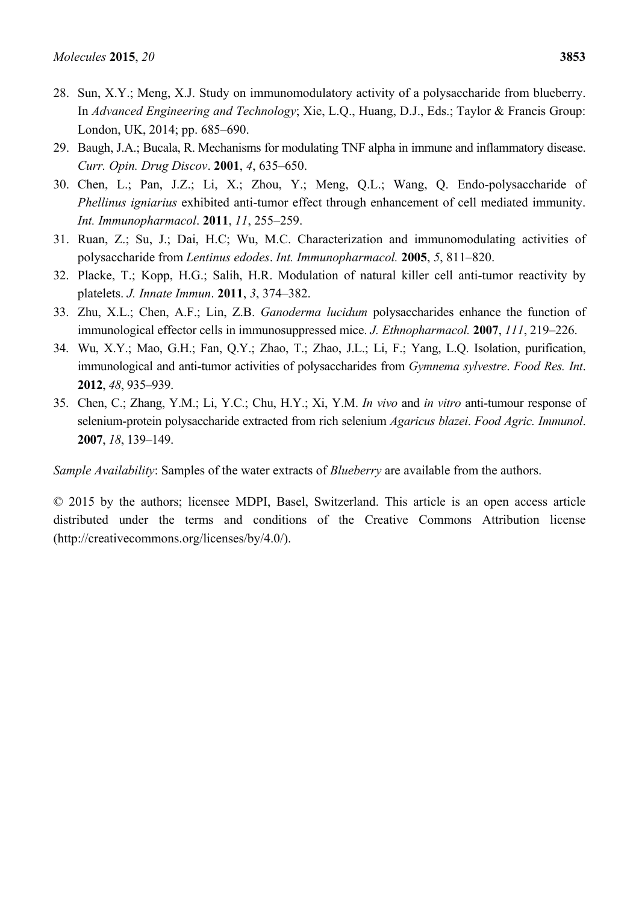28. Sun, X.Y.; Meng, X.J. Study on immunomodulatory activity of a polysaccharide from blueberry. In *Advanced Engineering and Technology*; Xie, L.Q., Huang, D.J., Eds.; Taylor & Francis Group: London, UK, 2014; pp. 685–690.
29. Baugh, J.A.; Bucala, R. Mechanisms for modulating TNF alpha in immune and inflammatory disease. *Curr. Opin. Drug Discov*. **2001**, *4*, 635–650.
30. Chen, L.; Pan, J.Z.; Li, X.; Zhou, Y.; Meng, Q.L.; Wang, Q. Endo-polysaccharide of *Phellinus igniarius* exhibited anti-tumor effect through enhancement of cell mediated immunity. *Int. Immunopharmacol*. **2011**, *11*, 255–259.
31. Ruan, Z.; Su, J.; Dai, H.C; Wu, M.C. Characterization and immunomodulating activities of polysaccharide from *Lentinus edodes*. *Int. Immunopharmacol.* **2005**, *5*, 811–820.
32. Placke, T.; Kopp, H.G.; Salih, H.R. Modulation of natural killer cell anti-tumor reactivity by platelets. *J. Innate Immun*. **2011**, *3*, 374–382.
33. Zhu, X.L.; Chen, A.F.; Lin, Z.B. *Ganoderma lucidum* polysaccharides enhance the function of immunological effector cells in immunosuppressed mice. *J. Ethnopharmacol.* **2007**, *111*, 219–226.
34. Wu, X.Y.; Mao, G.H.; Fan, Q.Y.; Zhao, T.; Zhao, J.L.; Li, F.; Yang, L.Q. Isolation, purification, immunological and anti-tumor activities of polysaccharides from *Gymnema sylvestre*. *Food Res. Int*. **2012**, *48*, 935–939.
35. Chen, C.; Zhang, Y.M.; Li, Y.C.; Chu, H.Y.; Xi, Y.M. *In vivo* and *in vitro* anti-tumour response of selenium-protein polysaccharide extracted from rich selenium *Agaricus blazei*. *Food Agric. Immunol*. **2007**, *18*, 139–149.

*Sample Availability*: Samples of the water extracts of *Blueberry* are available from the authors.

© 2015 by the authors; licensee MDPI, Basel, Switzerland. This article is an open access article distributed under the terms and conditions of the Creative Commons Attribution license (http://creativecommons.org/licenses/by/4.0/).